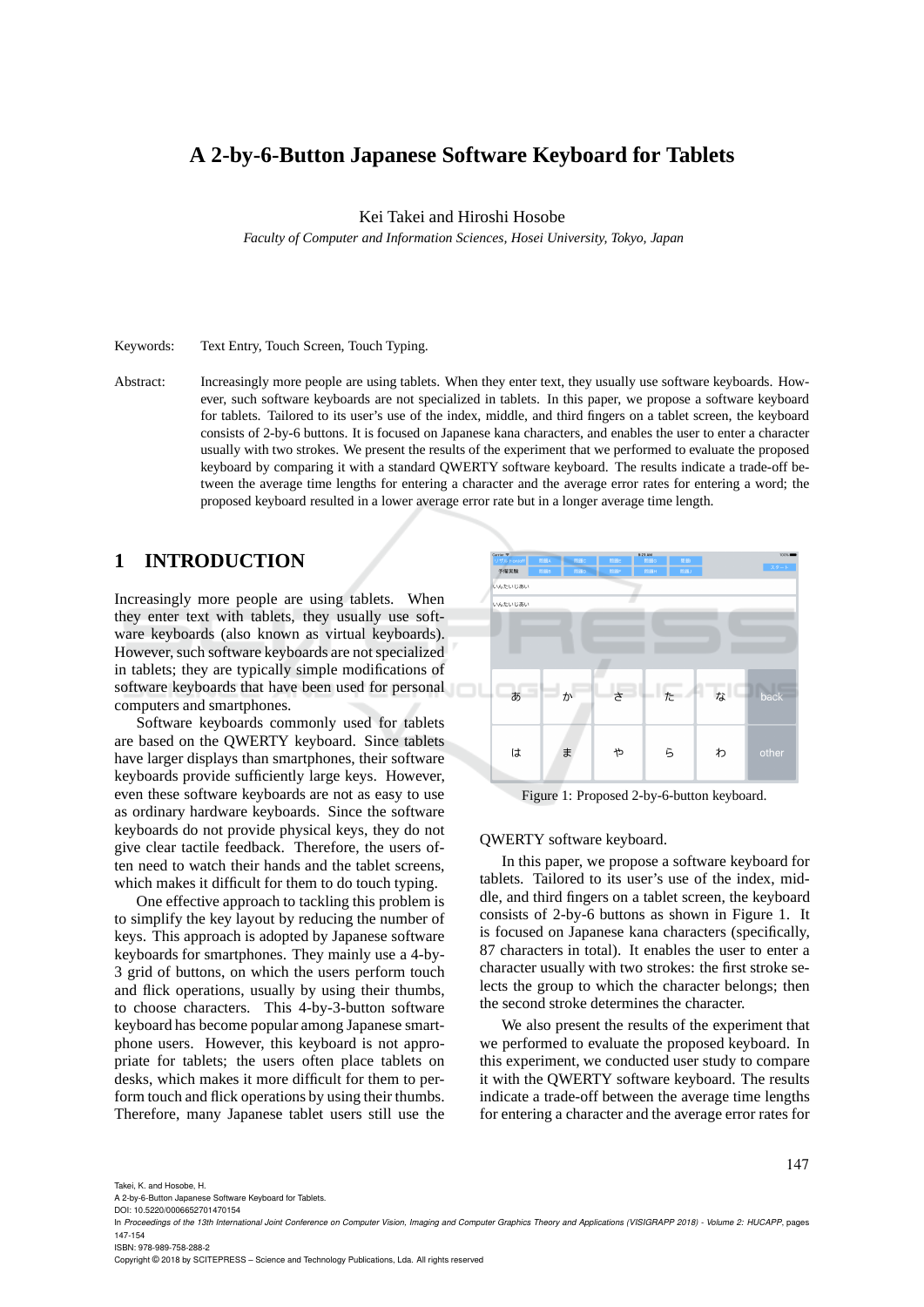# A 2-by-6-Button Japanese Software Keyboard for Tablets

Kei Takei and Hiroshi Hosobe

*Faculty of Computer and Information Sciences, Hosei University, Tokyo, Japan*

Keywords: Text Entry, Touch Screen, Touch Typing.

Abstract: Increasingly more people are using tablets. When they enter text, they usually use software keyboards. However, such software keyboards are not specialized in tablets. In this paper, we propose a software keyboard for tablets. Tailored to its user's use of the index, middle, and third fingers on a tablet screen, the keyboard consists of 2-by-6 buttons. It is focused on Japanese kana characters, and enables the user to enter a character usually with two strokes. We present the results of the experiment that we performed to evaluate the proposed keyboard by comparing it with a standard QWERTY software keyboard. The results indicate a trade-off between the average time lengths for entering a character and the average error rates for entering a word; the proposed keyboard resulted in a lower average error rate but in a longer average time length.

## 1 INTRODUCTION

Increasingly more people are using tablets. When they enter text with tablets, they usually use software keyboards (also known as virtual keyboards). However, such software keyboards are not specialized in tablets; they are typically simple modifications of software keyboards that have been used for personal computers and smartphones.

Software keyboards commonly used for tablets are based on the QWERTY keyboard. Since tablets have larger displays than smartphones, their software keyboards provide sufficiently large keys. However, even these software keyboards are not as easy to use as ordinary hardware keyboards. Since the software keyboards do not provide physical keys, they do not give clear tactile feedback. Therefore, the users often need to watch their hands and the tablet screens, which makes it difficult for them to do touch typing.

One effective approach to tackling this problem is to simplify the key layout by reducing the number of keys. This approach is adopted by Japanese software keyboards for smartphones. They mainly use a 4-by-3 grid of buttons, on which the users perform touch and flick operations, usually by using their thumbs, to choose characters. This 4-by-3-button software keyboard has become popular among Japanese smartphone users. However, this keyboard is not appropriate for tablets; the users often place tablets on desks, which makes it more difficult for them to perform touch and flick operations by using their thumbs. Therefore, many Japanese tablet users still use the QWERTY software keyboard.

Figure 1: Proposed 2-by-6-button keyboard.

In this paper, we propose a software keyboard for tablets. Tailored to its user's use of the index, middle, and third fingers on a tablet screen, the keyboard consists of 2-by-6 buttons as shown in Figure 1. It is focused on Japanese kana characters (specifically, 87 characters in total). It enables the user to enter a character usually with two strokes: the first stroke selects the group to which the character belongs; then the second stroke determines the character.

We also present the results of the experiment that we performed to evaluate the proposed keyboard. In this experiment, we conducted user study to compare it with the QWERTY software keyboard. The results indicate a trade-off between the average time lengths for entering a character and the average error rates for

Takei, K. and Hosobe, H.
A 2-by-6-Button Japanese Software Keyboard for Tablets.
DOI: 10.5220/0006652701470154
In *Proceedings of the 13th International Joint Conference on Computer Vision, Imaging and Computer Graphics Theory and Applications (VISIGRAPP 2018) - Volume 2: HUCAPP*, pages 147-154
ISBN: 978-989-758-288-2
Copyright © 2018 by SCITEPRESS – Science and Technology Publications, Lda. All rights reserved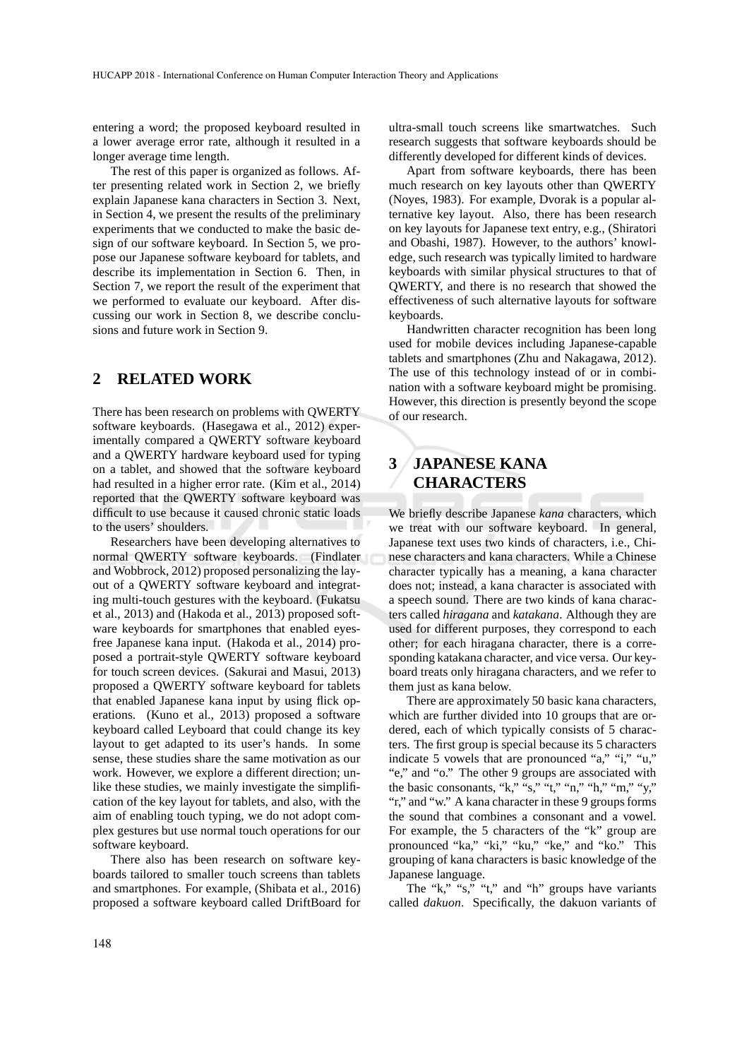entering a word; the proposed keyboard resulted in a lower average error rate, although it resulted in a longer average time length.

The rest of this paper is organized as follows. After presenting related work in Section 2, we briefly explain Japanese kana characters in Section 3. Next, in Section 4, we present the results of the preliminary experiments that we conducted to make the basic design of our software keyboard. In Section 5, we propose our Japanese software keyboard for tablets, and describe its implementation in Section 6. Then, in Section 7, we report the result of the experiment that we performed to evaluate our keyboard. After discussing our work in Section 8, we describe conclusions and future work in Section 9.

## 2 RELATED WORK

There has been research on problems with QWERTY software keyboards. (Hasegawa et al., 2012) experimentally compared a QWERTY software keyboard and a QWERTY hardware keyboard used for typing on a tablet, and showed that the software keyboard had resulted in a higher error rate. (Kim et al., 2014) reported that the QWERTY software keyboard was difficult to use because it caused chronic static loads to the users' shoulders.

Researchers have been developing alternatives to normal QWERTY software keyboards. (Findlater and Wobbrock, 2012) proposed personalizing the layout of a QWERTY software keyboard and integrating multi-touch gestures with the keyboard. (Fukatsu et al., 2013) and (Hakoda et al., 2013) proposed software keyboards for smartphones that enabled eyes-free Japanese kana input. (Hakoda et al., 2014) proposed a portrait-style QWERTY software keyboard for touch screen devices. (Sakurai and Masui, 2013) proposed a QWERTY software keyboard for tablets that enabled Japanese kana input by using flick operations. (Kuno et al., 2013) proposed a software keyboard called Leyboard that could change its key layout to get adapted to its user's hands. In some sense, these studies share the same motivation as our work. However, we explore a different direction; unlike these studies, we mainly investigate the simplification of the key layout for tablets, and also, with the aim of enabling touch typing, we do not adopt complex gestures but use normal touch operations for our software keyboard.

There also has been research on software keyboards tailored to smaller touch screens than tablets and smartphones. For example, (Shibata et al., 2016) proposed a software keyboard called DriftBoard for ultra-small touch screens like smartwatches. Such research suggests that software keyboards should be differently developed for different kinds of devices.

Apart from software keyboards, there has been much research on key layouts other than QWERTY (Noyes, 1983). For example, Dvorak is a popular alternative key layout. Also, there has been research on key layouts for Japanese text entry, e.g., (Shiratori and Obashi, 1987). However, to the authors' knowledge, such research was typically limited to hardware keyboards with similar physical structures to that of QWERTY, and there is no research that showed the effectiveness of such alternative layouts for software keyboards.

Handwritten character recognition has been long used for mobile devices including Japanese-capable tablets and smartphones (Zhu and Nakagawa, 2012). The use of this technology instead of or in combination with a software keyboard might be promising. However, this direction is presently beyond the scope of our research.

## 3 JAPANESE KANA CHARACTERS

We briefly describe Japanese *kana* characters, which we treat with our software keyboard. In general, Japanese text uses two kinds of characters, i.e., Chinese characters and kana characters. While a Chinese character typically has a meaning, a kana character does not; instead, a kana character is associated with a speech sound. There are two kinds of kana characters called *hiragana* and *katakana*. Although they are used for different purposes, they correspond to each other; for each hiragana character, there is a corresponding katakana character, and vice versa. Our keyboard treats only hiragana characters, and we refer to them just as kana below.

There are approximately 50 basic kana characters, which are further divided into 10 groups that are ordered, each of which typically consists of 5 characters. The first group is special because its 5 characters indicate 5 vowels that are pronounced "a," "i," "u," "e," and "o." The other 9 groups are associated with the basic consonants, "k," "s," "t," "n," "h," "m," "y," "r," and "w." A kana character in these 9 groups forms the sound that combines a consonant and a vowel. For example, the 5 characters of the "k" group are pronounced "ka," "ki," "ku," "ke," and "ko." This grouping of kana characters is basic knowledge of the Japanese language.

The "k," "s," "t," and "h" groups have variants called *dakuon*. Specifically, the dakuon variants of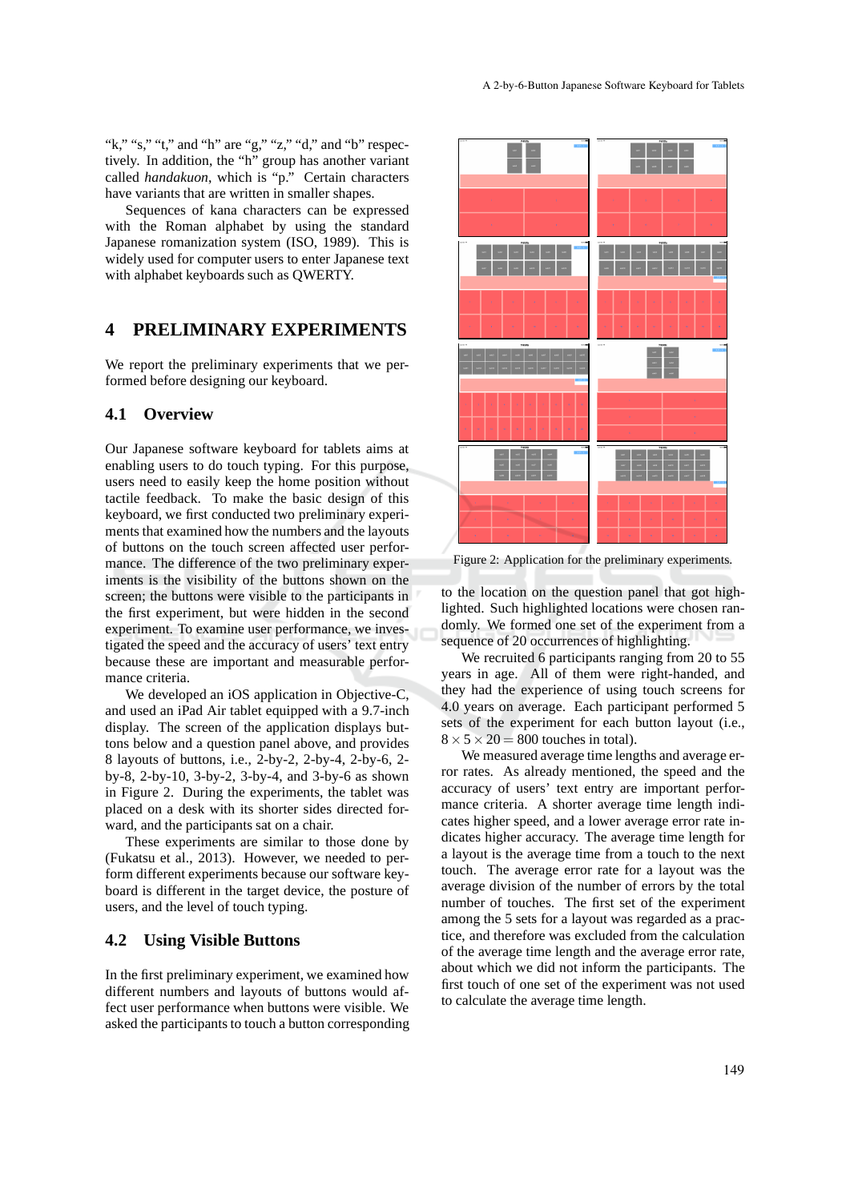"k," "s," "t," and "h" are "g," "z," "d," and "b" respectively. In addition, the "h" group has another variant called *handakuon*, which is "p." Certain characters have variants that are written in smaller shapes.

Sequences of kana characters can be expressed with the Roman alphabet by using the standard Japanese romanization system (ISO, 1989). This is widely used for computer users to enter Japanese text with alphabet keyboards such as QWERTY.

# 4 PRELIMINARY EXPERIMENTS

We report the preliminary experiments that we performed before designing our keyboard.

## 4.1 Overview

Our Japanese software keyboard for tablets aims at enabling users to do touch typing. For this purpose, users need to easily keep the home position without tactile feedback. To make the basic design of this keyboard, we first conducted two preliminary experiments that examined how the numbers and the layouts of buttons on the touch screen affected user performance. The difference of the two preliminary experiments is the visibility of the buttons shown on the screen; the buttons were visible to the participants in the first experiment, but were hidden in the second experiment. To examine user performance, we investigated the speed and the accuracy of users' text entry because these are important and measurable performance criteria.

We developed an iOS application in Objective-C, and used an iPad Air tablet equipped with a 9.7-inch display. The screen of the application displays buttons below and a question panel above, and provides 8 layouts of buttons, i.e., 2-by-2, 2-by-4, 2-by-6, 2-by-8, 2-by-10, 3-by-2, 3-by-4, and 3-by-6 as shown in Figure 2. During the experiments, the tablet was placed on a desk with its shorter sides directed forward, and the participants sat on a chair.

These experiments are similar to those done by (Fukatsu et al., 2013). However, we needed to perform different experiments because our software keyboard is different in the target device, the posture of users, and the level of touch typing.

## 4.2 Using Visible Buttons

In the first preliminary experiment, we examined how different numbers and layouts of buttons would affect user performance when buttons were visible. We asked the participants to touch a button corresponding to the location on the question panel that got highlighted. Such highlighted locations were chosen randomly. We formed one set of the experiment from a sequence of 20 occurrences of highlighting.

Figure 2: Application for the preliminary experiments.

We recruited 6 participants ranging from 20 to 55 years in age. All of them were right-handed, and they had the experience of using touch screens for 4.0 years on average. Each participant performed 5 sets of the experiment for each button layout (i.e., $8 \times 5 \times 20 = 800$ touches in total).

We measured average time lengths and average error rates. As already mentioned, the speed and the accuracy of users' text entry are important performance criteria. A shorter average time length indicates higher speed, and a lower average error rate indicates higher accuracy. The average time length for a layout is the average time from a touch to the next touch. The average error rate for a layout was the average division of the number of errors by the total number of touches. The first set of the experiment among the 5 sets for a layout was regarded as a practice, and therefore was excluded from the calculation of the average time length and the average error rate, about which we did not inform the participants. The first touch of one set of the experiment was not used to calculate the average time length.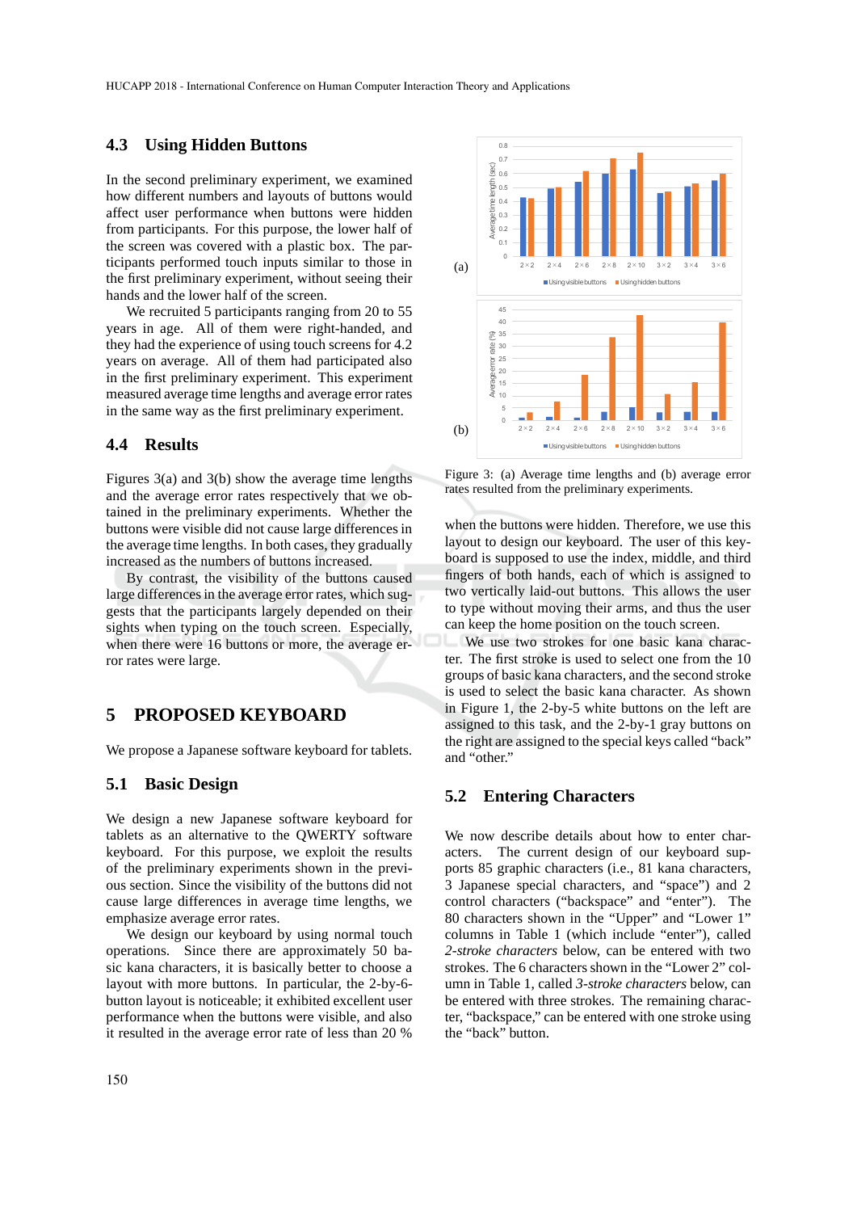### 4.3 Using Hidden Buttons

In the second preliminary experiment, we examined how different numbers and layouts of buttons would affect user performance when buttons were hidden from participants. For this purpose, the lower half of the screen was covered with a plastic box. The participants performed touch inputs similar to those in the first preliminary experiment, without seeing their hands and the lower half of the screen.

We recruited 5 participants ranging from 20 to 55 years in age. All of them were right-handed, and they had the experience of using touch screens for 4.2 years on average. All of them had participated also in the first preliminary experiment. This experiment measured average time lengths and average error rates in the same way as the first preliminary experiment.

### 4.4 Results

Figures 3(a) and 3(b) show the average time lengths and the average error rates respectively that we obtained in the preliminary experiments. Whether the buttons were visible did not cause large differences in the average time lengths. In both cases, they gradually increased as the numbers of buttons increased.

By contrast, the visibility of the buttons caused large differences in the average error rates, which suggests that the participants largely depended on their sights when typing on the touch screen. Especially, when there were 16 buttons or more, the average error rates were large.

Figure 3: (a) Average time lengths and (b) average error rates resulted from the preliminary experiments.

## 5 PROPOSED KEYBOARD

We propose a Japanese software keyboard for tablets.

### 5.1 Basic Design

We design a new Japanese software keyboard for tablets as an alternative to the QWERTY software keyboard. For this purpose, we exploit the results of the preliminary experiments shown in the previous section. Since the visibility of the buttons did not cause large differences in average time lengths, we emphasize average error rates.

We design our keyboard by using normal touch operations. Since there are approximately 50 basic kana characters, it is basically better to choose a layout with more buttons. In particular, the 2-by-6-button layout is noticeable; it exhibited excellent user performance when the buttons were visible, and also it resulted in the average error rate of less than 20 % when the buttons were hidden. Therefore, we use this layout to design our keyboard. The user of this keyboard is supposed to use the index, middle, and third fingers of both hands, each of which is assigned to two vertically laid-out buttons. This allows the user to type without moving their arms, and thus the user can keep the home position on the touch screen.

We use two strokes for one basic kana character. The first stroke is used to select one from the 10 groups of basic kana characters, and the second stroke is used to select the basic kana character. As shown in Figure 1, the 2-by-5 white buttons on the left are assigned to this task, and the 2-by-1 gray buttons on the right are assigned to the special keys called "back" and "other."

### 5.2 Entering Characters

We now describe details about how to enter characters. The current design of our keyboard supports 85 graphic characters (i.e., 81 kana characters, 3 Japanese special characters, and "space") and 2 control characters ("backspace" and "enter"). The 80 characters shown in the "Upper" and "Lower 1" columns in Table 1 (which include "enter"), called *2-stroke characters* below, can be entered with two strokes. The 6 characters shown in the "Lower 2" column in Table 1, called *3-stroke characters* below, can be entered with three strokes. The remaining character, "backspace," can be entered with one stroke using the "back" button.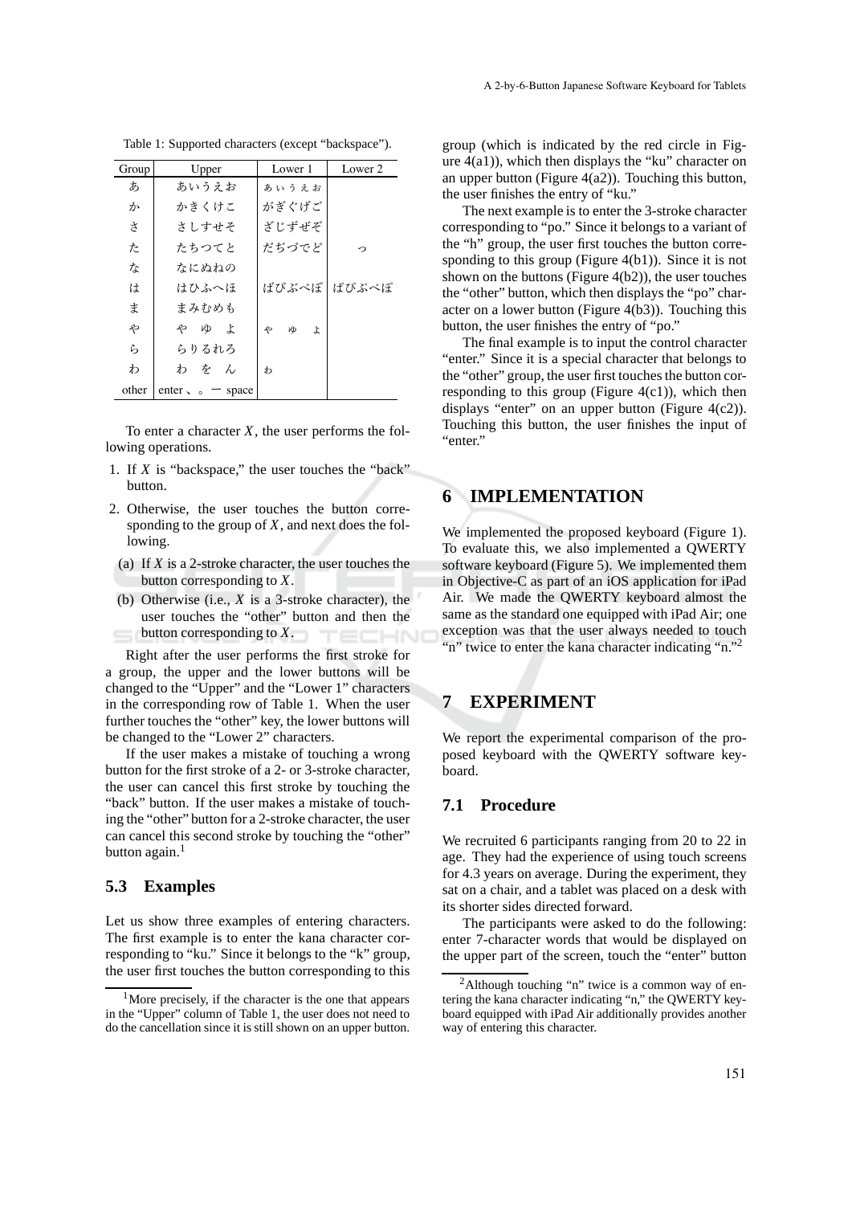Table 1: Supported characters (except "backspace").

| Group | Upper | Lower 1 | Lower 2 |
|---|---|---|---|
| あ | あいうえお | ぁぃぅぇぉ | |
| か | かきくけこ | がぎぐげご | |
| さ | さしすせそ | ざじずぜぞ | |
| た | たちつてと | だぢづでど | っ |
| な | なにぬねの | | |
| は | はひふへほ | ばびぶべぼ | ぱぴぷぺぽ |
| ま | まみむめも | | |
| や | や ゆ よ | ゃ ゅ ょ | |
| ら | らりるれろ | | |
| わ | わ を ん | ゎ | |
| other | enter 、。ー space | | |

To enter a character $X$, the user performs the following operations.

1. If $X$ is "backspace," the user touches the "back" button.
2. Otherwise, the user touches the button corresponding to the group of $X$, and next does the following.
   (a) If $X$ is a 2-stroke character, the user touches the button corresponding to $X$.
   (b) Otherwise (i.e., $X$ is a 3-stroke character), the user touches the "other" button and then the button corresponding to $X$.

Right after the user performs the first stroke for a group, the upper and the lower buttons will be changed to the "Upper" and the "Lower 1" characters in the corresponding row of Table 1. When the user further touches the "other" key, the lower buttons will be changed to the "Lower 2" characters.

If the user makes a mistake of touching a wrong button for the first stroke of a 2- or 3-stroke character, the user can cancel this first stroke by touching the "back" button. If the user makes a mistake of touching the "other" button for a 2-stroke character, the user can cancel this second stroke by touching the "other" button again.[1]

### 5.3 Examples

Let us show three examples of entering characters. The first example is to enter the kana character corresponding to "ku." Since it belongs to the "k" group, the user first touches the button corresponding to this group (which is indicated by the red circle in Figure 4(a1)), which then displays the "ku" character on an upper button (Figure 4(a2)). Touching this button, the user finishes the entry of "ku."

The next example is to enter the 3-stroke character corresponding to "po." Since it belongs to a variant of the "h" group, the user first touches the button corresponding to this group (Figure 4(b1)). Since it is not shown on the buttons (Figure 4(b2)), the user touches the "other" button, which then displays the "po" character on a lower button (Figure 4(b3)). Touching this button, the user finishes the entry of "po."

The final example is to input the control character "enter." Since it is a special character that belongs to the "other" group, the user first touches the button corresponding to this group (Figure 4(c1)), which then displays "enter" on an upper button (Figure 4(c2)). Touching this button, the user finishes the input of "enter."

## 6 IMPLEMENTATION

We implemented the proposed keyboard (Figure 1). To evaluate this, we also implemented a QWERTY software keyboard (Figure 5). We implemented them in Objective-C as part of an iOS application for iPad Air. We made the QWERTY keyboard almost the same as the standard one equipped with iPad Air; one exception was that the user always needed to touch "n" twice to enter the kana character indicating "n."[2]

## 7 EXPERIMENT

We report the experimental comparison of the proposed keyboard with the QWERTY software keyboard.

### 7.1 Procedure

We recruited 6 participants ranging from 20 to 22 in age. They had the experience of using touch screens for 4.3 years on average. During the experiment, they sat on a chair, and a tablet was placed on a desk with its shorter sides directed forward.

The participants were asked to do the following: enter 7-character words that would be displayed on the upper part of the screen, touch the "enter" button

---

[1] More precisely, if the character is the one that appears in the "Upper" column of Table 1, the user does not need to do the cancellation since it is still shown on an upper button.

[2] Although touching "n" twice is a common way of entering the kana character indicating "n," the QWERTY keyboard equipped with iPad Air additionally provides another way of entering this character.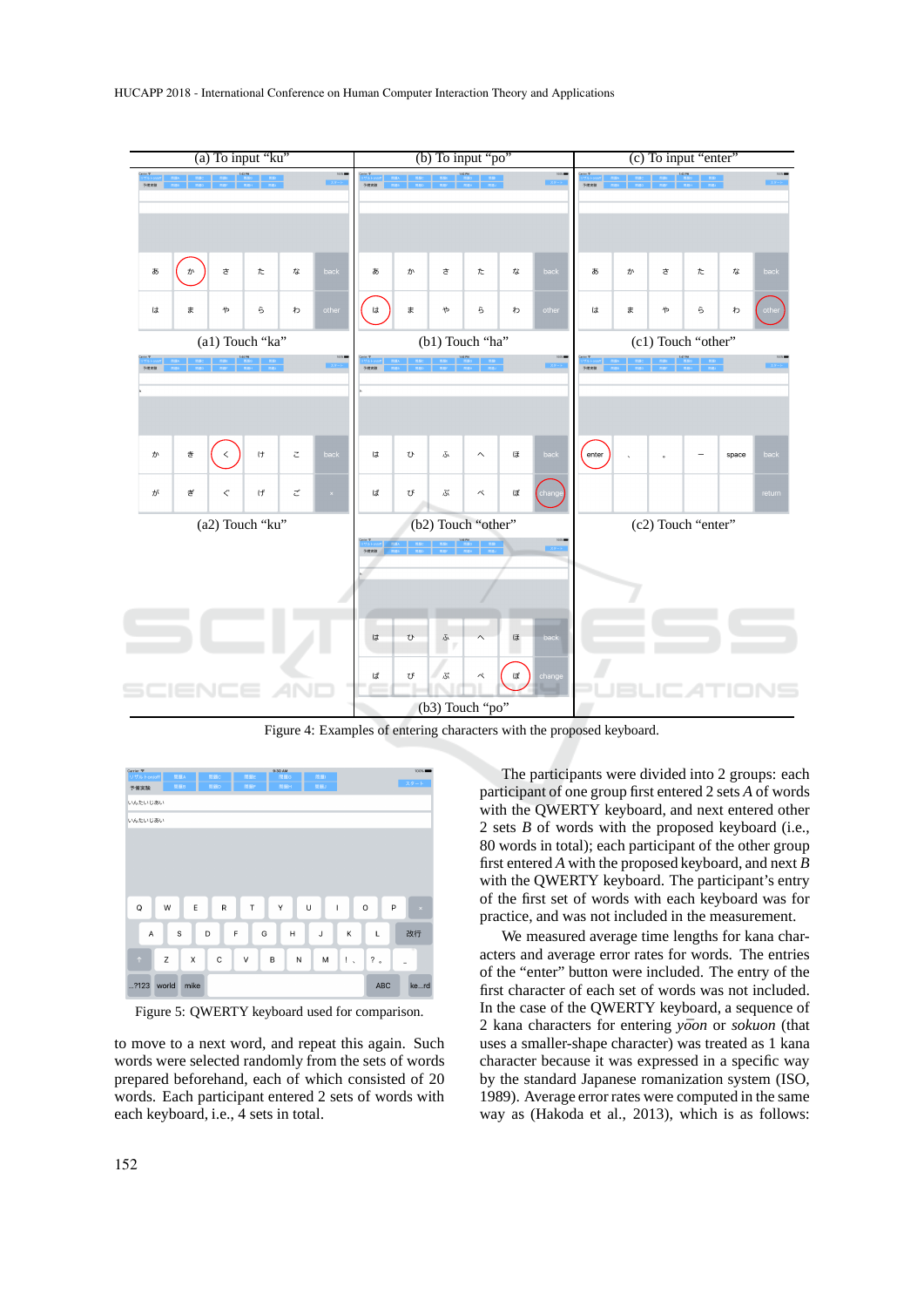Figure 4: Examples of entering characters with the proposed keyboard.

Figure 5: QWERTY keyboard used for comparison.

to move to a next word, and repeat this again. Such words were selected randomly from the sets of words prepared beforehand, each of which consisted of 20 words. Each participant entered 2 sets of words with each keyboard, i.e., 4 sets in total.

The participants were divided into 2 groups: each participant of one group first entered 2 sets *A* of words with the QWERTY keyboard, and next entered other 2 sets *B* of words with the proposed keyboard (i.e., 80 words in total); each participant of the other group first entered *A* with the proposed keyboard, and next *B* with the QWERTY keyboard. The participant's entry of the first set of words with each keyboard was for practice, and was not included in the measurement.

We measured average time lengths for kana characters and average error rates for words. The entries of the "enter" button were included. The entry of the first character of each set of words was not included. In the case of the QWERTY keyboard, a sequence of 2 kana characters for entering *yōon* or *sokuon* (that uses a smaller-shape character) was treated as 1 kana character because it was expressed in a specific way by the standard Japanese romanization system (ISO, 1989). Average error rates were computed in the same way as (Hakoda et al., 2013), which is as follows: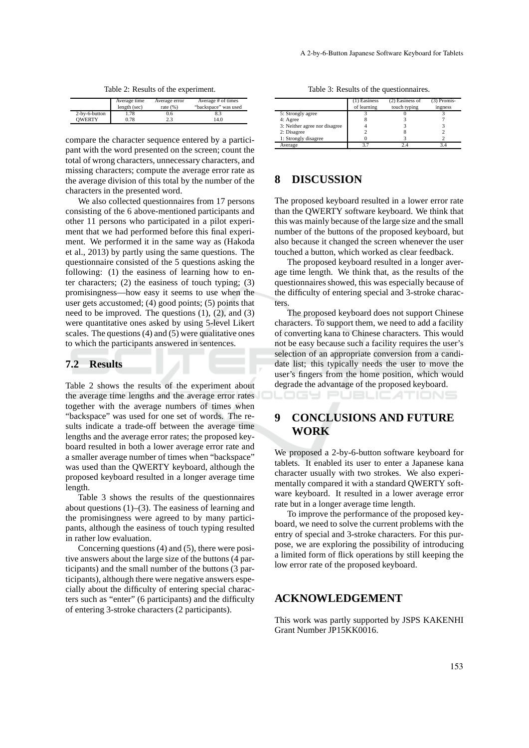Table 2: Results of the experiment.

| | Average time length (sec) | Average error rate (%) | Average # of times "backspace" was used |
|---|---|---|---|
| 2-by-6-button | 1.78 | 0.6 | 8.3 |
| QWERTY | 0.78 | 2.3 | 14.0 |

compare the character sequence entered by a participant with the word presented on the screen; count the total of wrong characters, unnecessary characters, and missing characters; compute the average error rate as the average division of this total by the number of the characters in the presented word.

We also collected questionnaires from 17 persons consisting of the 6 above-mentioned participants and other 11 persons who participated in a pilot experiment that we had performed before this final experiment. We performed it in the same way as (Hakoda et al., 2013) by partly using the same questions. The questionnaire consisted of the 5 questions asking the following: (1) the easiness of learning how to enter characters; (2) the easiness of touch typing; (3) promisingness—how easy it seems to use when the user gets accustomed; (4) good points; (5) points that need to be improved. The questions (1), (2), and (3) were quantitative ones asked by using 5-level Likert scales. The questions (4) and (5) were qualitative ones to which the participants answered in sentences.

## 7.2 Results

Table 2 shows the results of the experiment about the average time lengths and the average error rates together with the average numbers of times when "backspace" was used for one set of words. The results indicate a trade-off between the average time lengths and the average error rates; the proposed keyboard resulted in both a lower average error rate and a smaller average number of times when "backspace" was used than the QWERTY keyboard, although the proposed keyboard resulted in a longer average time length.

Table 3 shows the results of the questionnaires about questions (1)–(3). The easiness of learning and the promisingness were agreed to by many participants, although the easiness of touch typing resulted in rather low evaluation.

Concerning questions (4) and (5), there were positive answers about the large size of the buttons (4 participants) and the small number of the buttons (3 participants), although there were negative answers especially about the difficulty of entering special characters such as "enter" (6 participants) and the difficulty of entering 3-stroke characters (2 participants).

Table 3: Results of the questionnaires.

| | (1) Easiness of learning | (2) Easiness of touch typing | (3) Promisingness |
|---|---|---|---|
| 5: Strongly agree | 3 | 0 | 3 |
| 4: Agree | 8 | 3 | 7 |
| 3: Neither agree nor disagree | 4 | 3 | 3 |
| 2: Disagree | 2 | 8 | 2 |
| 1: Strongly disagree | 0 | 3 | 2 |
| Average | 3.7 | 2.4 | 3.4 |

# 8 DISCUSSION

The proposed keyboard resulted in a lower error rate than the QWERTY software keyboard. We think that this was mainly because of the large size and the small number of the buttons of the proposed keyboard, but also because it changed the screen whenever the user touched a button, which worked as clear feedback.

The proposed keyboard resulted in a longer average time length. We think that, as the results of the questionnaires showed, this was especially because of the difficulty of entering special and 3-stroke characters.

The proposed keyboard does not support Chinese characters. To support them, we need to add a facility of converting kana to Chinese characters. This would not be easy because such a facility requires the user's selection of an appropriate conversion from a candidate list; this typically needs the user to move the user's fingers from the home position, which would degrade the advantage of the proposed keyboard.

# 9 CONCLUSIONS AND FUTURE WORK

We proposed a 2-by-6-button software keyboard for tablets. It enabled its user to enter a Japanese kana character usually with two strokes. We also experimentally compared it with a standard QWERTY software keyboard. It resulted in a lower average error rate but in a longer average time length.

To improve the performance of the proposed keyboard, we need to solve the current problems with the entry of special and 3-stroke characters. For this purpose, we are exploring the possibility of introducing a limited form of flick operations by still keeping the low error rate of the proposed keyboard.

# ACKNOWLEDGEMENT

This work was partly supported by JSPS KAKENHI Grant Number JP15KK0016.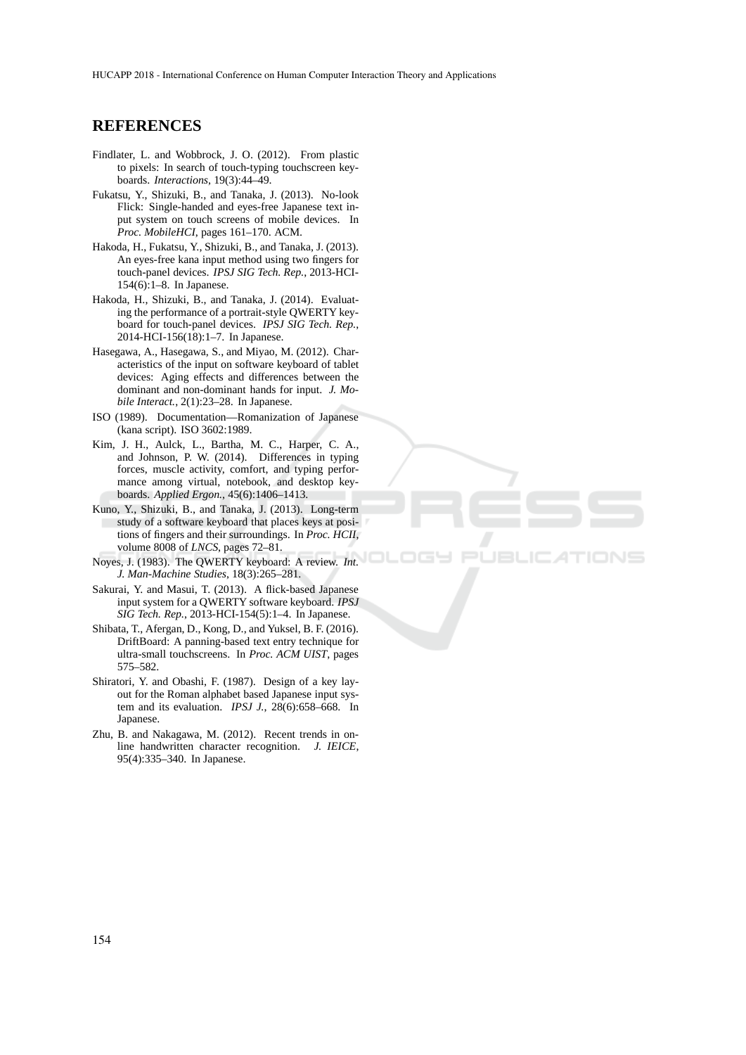## REFERENCES

Findlater, L. and Wobbrock, J. O. (2012). From plastic to pixels: In search of touch-typing touchscreen keyboards. *Interactions*, 19(3):44–49.

Fukatsu, Y., Shizuki, B., and Tanaka, J. (2013). No-look Flick: Single-handed and eyes-free Japanese text input system on touch screens of mobile devices. In *Proc. MobileHCI*, pages 161–170. ACM.

Hakoda, H., Fukatsu, Y., Shizuki, B., and Tanaka, J. (2013). An eyes-free kana input method using two fingers for touch-panel devices. *IPSJ SIG Tech. Rep.*, 2013-HCI-154(6):1–8. In Japanese.

Hakoda, H., Shizuki, B., and Tanaka, J. (2014). Evaluating the performance of a portrait-style QWERTY keyboard for touch-panel devices. *IPSJ SIG Tech. Rep.*, 2014-HCI-156(18):1–7. In Japanese.

Hasegawa, A., Hasegawa, S., and Miyao, M. (2012). Characteristics of the input on software keyboard of tablet devices: Aging effects and differences between the dominant and non-dominant hands for input. *J. Mobile Interact.*, 2(1):23–28. In Japanese.

ISO (1989). Documentation—Romanization of Japanese (kana script). ISO 3602:1989.

Kim, J. H., Aulck, L., Bartha, M. C., Harper, C. A., and Johnson, P. W. (2014). Differences in typing forces, muscle activity, comfort, and typing performance among virtual, notebook, and desktop keyboards. *Applied Ergon.*, 45(6):1406–1413.

Kuno, Y., Shizuki, B., and Tanaka, J. (2013). Long-term study of a software keyboard that places keys at positions of fingers and their surroundings. In *Proc. HCII*, volume 8008 of *LNCS*, pages 72–81.

Noyes, J. (1983). The QWERTY keyboard: A review. *Int. J. Man-Machine Studies*, 18(3):265–281.

Sakurai, Y. and Masui, T. (2013). A flick-based Japanese input system for a QWERTY software keyboard. *IPSJ SIG Tech. Rep.*, 2013-HCI-154(5):1–4. In Japanese.

Shibata, T., Afergan, D., Kong, D., and Yuksel, B. F. (2016). DriftBoard: A panning-based text entry technique for ultra-small touchscreens. In *Proc. ACM UIST*, pages 575–582.

Shiratori, Y. and Obashi, F. (1987). Design of a key layout for the Roman alphabet based Japanese input system and its evaluation. *IPSJ J.*, 28(6):658–668. In Japanese.

Zhu, B. and Nakagawa, M. (2012). Recent trends in online handwritten character recognition. *J. IEICE*, 95(4):335–340. In Japanese.